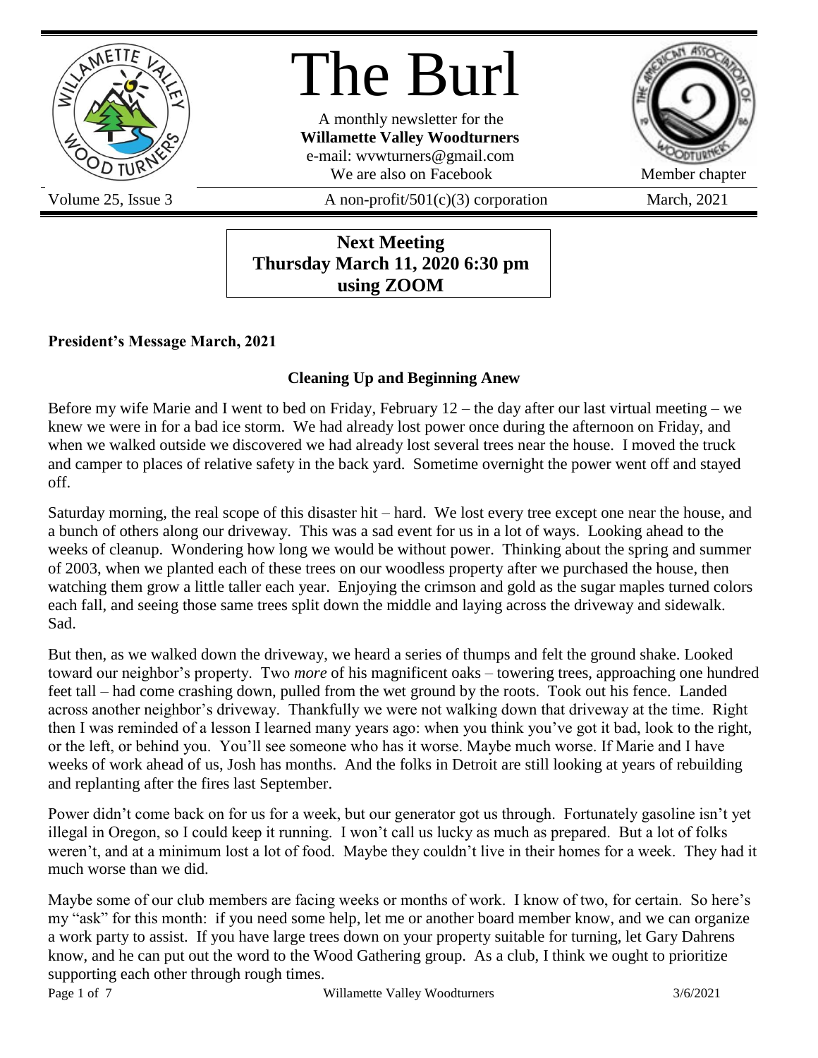# The Burl

A monthly newsletter for the
**Willamette Valley Woodturners**
e-mail: wvwturners@gmail.com
We are also on Facebook

Member chapter

Volume 25, Issue 3 | A non-profit/501(c)(3) corporation | March, 2021

**Next Meeting**
**Thursday March 11, 2020 6:30 pm**
**using ZOOM**

**President's Message March, 2021**

**Cleaning Up and Beginning Anew**

Before my wife Marie and I went to bed on Friday, February 12 – the day after our last virtual meeting – we knew we were in for a bad ice storm. We had already lost power once during the afternoon on Friday, and when we walked outside we discovered we had already lost several trees near the house. I moved the truck and camper to places of relative safety in the back yard. Sometime overnight the power went off and stayed off.

Saturday morning, the real scope of this disaster hit – hard. We lost every tree except one near the house, and a bunch of others along our driveway. This was a sad event for us in a lot of ways. Looking ahead to the weeks of cleanup. Wondering how long we would be without power. Thinking about the spring and summer of 2003, when we planted each of these trees on our woodless property after we purchased the house, then watching them grow a little taller each year. Enjoying the crimson and gold as the sugar maples turned colors each fall, and seeing those same trees split down the middle and laying across the driveway and sidewalk. Sad.

But then, as we walked down the driveway, we heard a series of thumps and felt the ground shake. Looked toward our neighbor's property. Two *more* of his magnificent oaks – towering trees, approaching one hundred feet tall – had come crashing down, pulled from the wet ground by the roots. Took out his fence. Landed across another neighbor's driveway. Thankfully we were not walking down that driveway at the time. Right then I was reminded of a lesson I learned many years ago: when you think you've got it bad, look to the right, or the left, or behind you. You'll see someone who has it worse. Maybe much worse. If Marie and I have weeks of work ahead of us, Josh has months. And the folks in Detroit are still looking at years of rebuilding and replanting after the fires last September.

Power didn't come back on for us for a week, but our generator got us through. Fortunately gasoline isn't yet illegal in Oregon, so I could keep it running. I won't call us lucky as much as prepared. But a lot of folks weren't, and at a minimum lost a lot of food. Maybe they couldn't live in their homes for a week. They had it much worse than we did.

Maybe some of our club members are facing weeks or months of work. I know of two, for certain. So here's my "ask" for this month: if you need some help, let me or another board member know, and we can organize a work party to assist. If you have large trees down on your property suitable for turning, let Gary Dahrens know, and he can put out the word to the Wood Gathering group. As a club, I think we ought to prioritize supporting each other through rough times.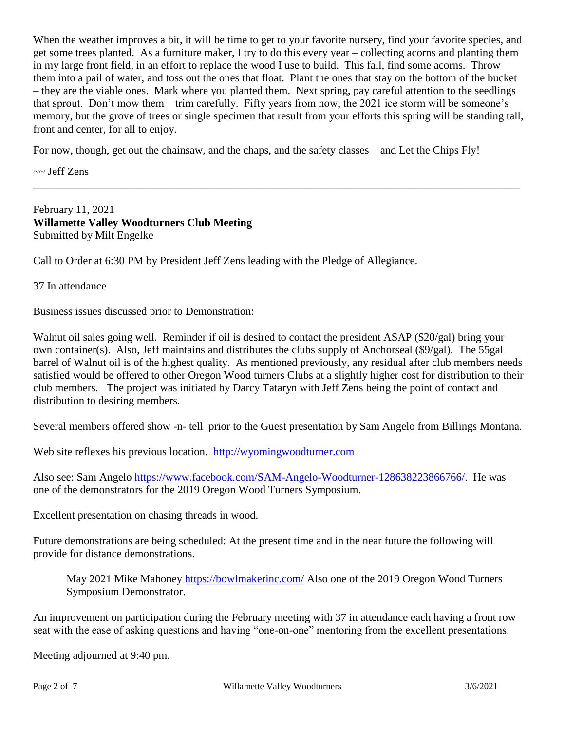When the weather improves a bit, it will be time to get to your favorite nursery, find your favorite species, and get some trees planted. As a furniture maker, I try to do this every year – collecting acorns and planting them in my large front field, in an effort to replace the wood I use to build. This fall, find some acorns. Throw them into a pail of water, and toss out the ones that float. Plant the ones that stay on the bottom of the bucket – they are the viable ones. Mark where you planted them. Next spring, pay careful attention to the seedlings that sprout. Don't mow them – trim carefully. Fifty years from now, the 2021 ice storm will be someone's memory, but the grove of trees or single specimen that result from your efforts this spring will be standing tall, front and center, for all to enjoy.

For now, though, get out the chainsaw, and the chaps, and the safety classes – and Let the Chips Fly!

~~ Jeff Zens

---

February 11, 2021
**Willamette Valley Woodturners Club Meeting**
Submitted by Milt Engelke

Call to Order at 6:30 PM by President Jeff Zens leading with the Pledge of Allegiance.

37 In attendance

Business issues discussed prior to Demonstration:

Walnut oil sales going well. Reminder if oil is desired to contact the president ASAP ($20/gal) bring your own container(s). Also, Jeff maintains and distributes the clubs supply of Anchorseal ($9/gal). The 55gal barrel of Walnut oil is of the highest quality. As mentioned previously, any residual after club members needs satisfied would be offered to other Oregon Wood turners Clubs at a slightly higher cost for distribution to their club members. The project was initiated by Darcy Tataryn with Jeff Zens being the point of contact and distribution to desiring members.

Several members offered show -n- tell prior to the Guest presentation by Sam Angelo from Billings Montana.

Web site reflexes his previous location. http://wyomingwoodturner.com

Also see: Sam Angelo https://www.facebook.com/SAM-Angelo-Woodturner-128638223866766/. He was one of the demonstrators for the 2019 Oregon Wood Turners Symposium.

Excellent presentation on chasing threads in wood.

Future demonstrations are being scheduled: At the present time and in the near future the following will provide for distance demonstrations.

> May 2021 Mike Mahoney https://bowlmakerinc.com/ Also one of the 2019 Oregon Wood Turners Symposium Demonstrator.

An improvement on participation during the February meeting with 37 in attendance each having a front row seat with the ease of asking questions and having "one-on-one" mentoring from the excellent presentations.

Meeting adjourned at 9:40 pm.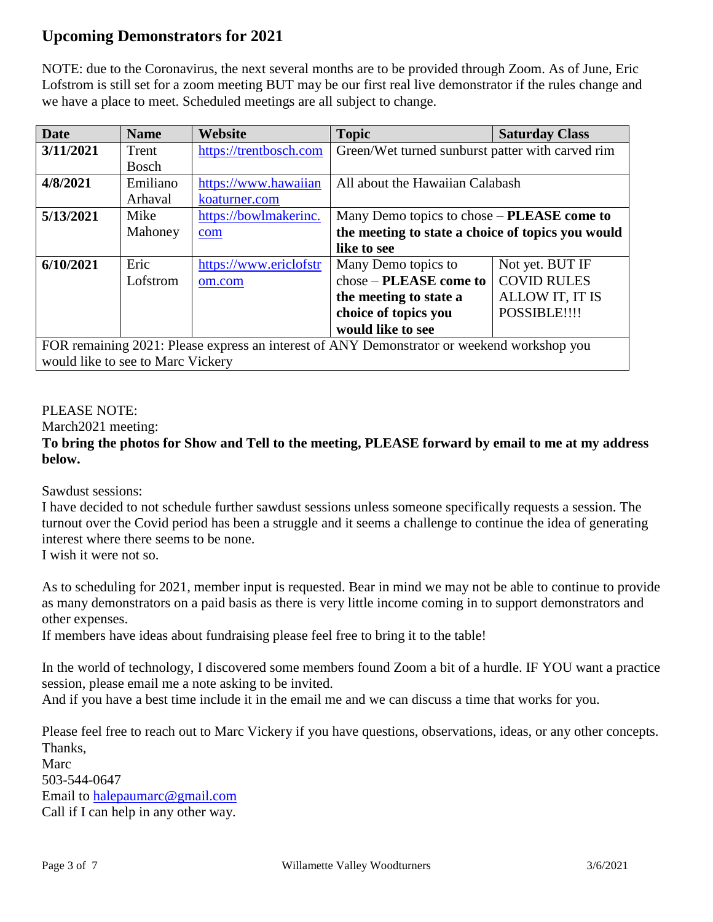## Upcoming Demonstrators for 2021

NOTE: due to the Coronavirus, the next several months are to be provided through Zoom. As of June, Eric Lofstrom is still set for a zoom meeting BUT may be our first real live demonstrator if the rules change and we have a place to meet. Scheduled meetings are all subject to change.

| Date | Name | Website | Topic | Saturday Class |
|---|---|---|---|---|
| **3/11/2021** | Trent Bosch | https://trentbosch.com | Green/Wet turned sunburst patter with carved rim | |
| **4/8/2021** | Emiliano Arhaval | https://www.hawaiiankoaturner.com | All about the Hawaiian Calabash | |
| **5/13/2021** | Mike Mahoney | https://bowlmakerinc.com | Many Demo topics to chose – **PLEASE come to the meeting to state a choice of topics you would like to see** | |
| **6/10/2021** | Eric Lofstrom | https://www.ericlofstrom.com | Many Demo topics to chose – **PLEASE come to the meeting to state a choice of topics you would like to see** | Not yet. BUT IF COVID RULES ALLOW IT, IT IS POSSIBLE!!!! |
| FOR remaining 2021: Please express an interest of ANY Demonstrator or weekend workshop you would like to see to Marc Vickery | | | | |

PLEASE NOTE:

March2021 meeting:

**To bring the photos for Show and Tell to the meeting, PLEASE forward by email to me at my address below.**

Sawdust sessions:

I have decided to not schedule further sawdust sessions unless someone specifically requests a session. The turnout over the Covid period has been a struggle and it seems a challenge to continue the idea of generating interest where there seems to be none.

I wish it were not so.

As to scheduling for 2021, member input is requested. Bear in mind we may not be able to continue to provide as many demonstrators on a paid basis as there is very little income coming in to support demonstrators and other expenses.

If members have ideas about fundraising please feel free to bring it to the table!

In the world of technology, I discovered some members found Zoom a bit of a hurdle. IF YOU want a practice session, please email me a note asking to be invited.

And if you have a best time include it in the email me and we can discuss a time that works for you.

Please feel free to reach out to Marc Vickery if you have questions, observations, ideas, or any other concepts.

Thanks,

Marc

503-544-0647

Email to halepaumarc@gmail.com

Call if I can help in any other way.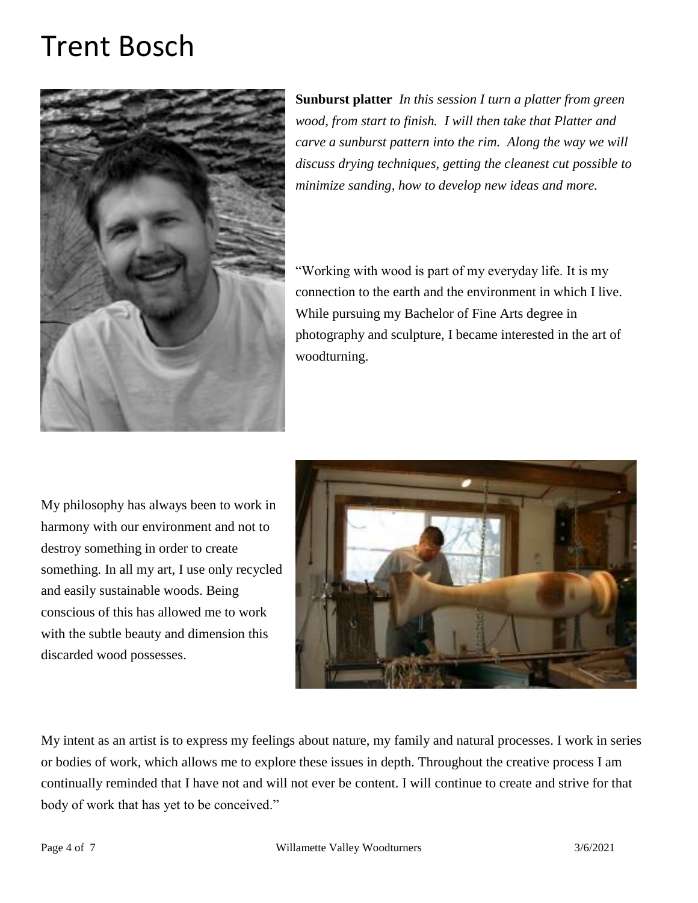# Trent Bosch

**Sunburst platter** *In this session I turn a platter from green wood, from start to finish. I will then take that Platter and carve a sunburst pattern into the rim. Along the way we will discuss drying techniques, getting the cleanest cut possible to minimize sanding, how to develop new ideas and more.*

"Working with wood is part of my everyday life. It is my connection to the earth and the environment in which I live. While pursuing my Bachelor of Fine Arts degree in photography and sculpture, I became interested in the art of woodturning.

My philosophy has always been to work in harmony with our environment and not to destroy something in order to create something. In all my art, I use only recycled and easily sustainable woods. Being conscious of this has allowed me to work with the subtle beauty and dimension this discarded wood possesses.

My intent as an artist is to express my feelings about nature, my family and natural processes. I work in series or bodies of work, which allows me to explore these issues in depth. Throughout the creative process I am continually reminded that I have not and will not ever be content. I will continue to create and strive for that body of work that has yet to be conceived."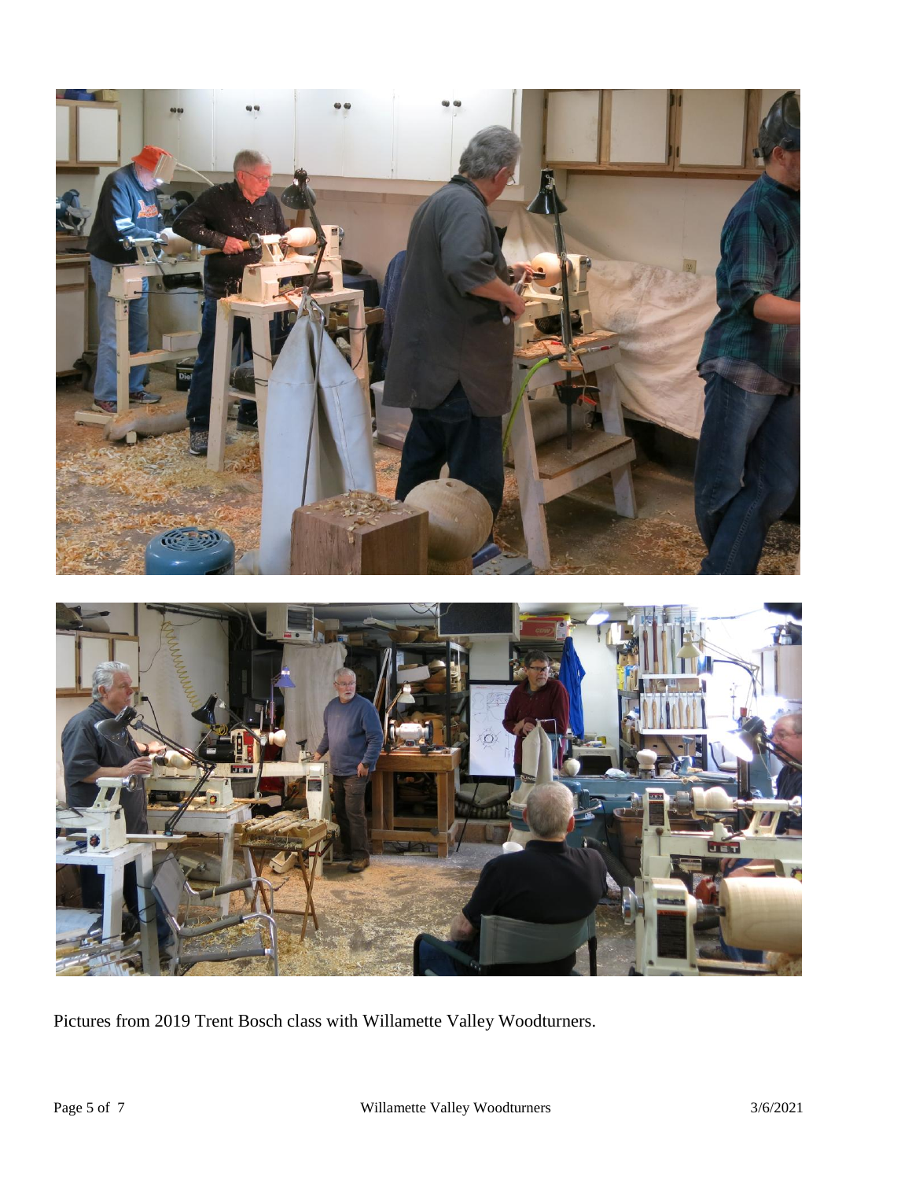Pictures from 2019 Trent Bosch class with Willamette Valley Woodturners.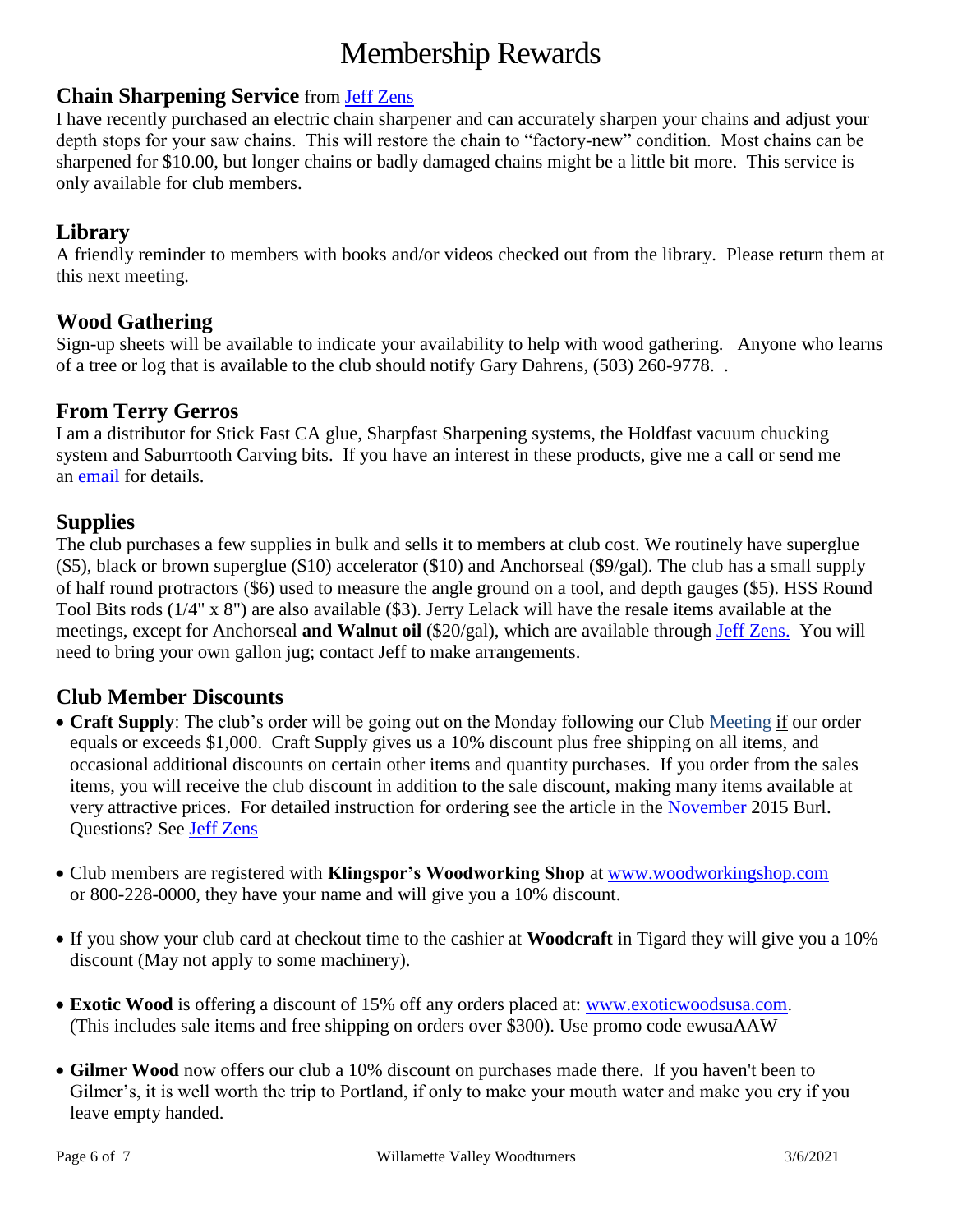# Membership Rewards

## Chain Sharpening Service from Jeff Zens

I have recently purchased an electric chain sharpener and can accurately sharpen your chains and adjust your depth stops for your saw chains. This will restore the chain to "factory-new" condition. Most chains can be sharpened for $10.00, but longer chains or badly damaged chains might be a little bit more. This service is only available for club members.

## Library

A friendly reminder to members with books and/or videos checked out from the library. Please return them at this next meeting.

## Wood Gathering

Sign-up sheets will be available to indicate your availability to help with wood gathering. Anyone who learns of a tree or log that is available to the club should notify Gary Dahrens, (503) 260-9778. .

## From Terry Gerros

I am a distributor for Stick Fast CA glue, Sharpfast Sharpening systems, the Holdfast vacuum chucking system and Saburrtooth Carving bits. If you have an interest in these products, give me a call or send me an email for details.

## Supplies

The club purchases a few supplies in bulk and sells it to members at club cost. We routinely have superglue ($5), black or brown superglue ($10) accelerator ($10) and Anchorseal ($9/gal). The club has a small supply of half round protractors ($6) used to measure the angle ground on a tool, and depth gauges ($5). HSS Round Tool Bits rods (1/4" x 8") are also available ($3). Jerry Lelack will have the resale items available at the meetings, except for Anchorseal **and Walnut oil** ($20/gal), which are available through Jeff Zens. You will need to bring your own gallon jug; contact Jeff to make arrangements.

## Club Member Discounts

- **Craft Supply**: The club's order will be going out on the Monday following our Club Meeting if our order equals or exceeds $1,000. Craft Supply gives us a 10% discount plus free shipping on all items, and occasional additional discounts on certain other items and quantity purchases. If you order from the sales items, you will receive the club discount in addition to the sale discount, making many items available at very attractive prices. For detailed instruction for ordering see the article in the November 2015 Burl. Questions? See Jeff Zens

- Club members are registered with **Klingspor's Woodworking Shop** at www.woodworkingshop.com or 800-228-0000, they have your name and will give you a 10% discount.

- If you show your club card at checkout time to the cashier at **Woodcraft** in Tigard they will give you a 10% discount (May not apply to some machinery).

- **Exotic Wood** is offering a discount of 15% off any orders placed at: www.exoticwoodsusa.com. (This includes sale items and free shipping on orders over $300). Use promo code ewusaAAW

- **Gilmer Wood** now offers our club a 10% discount on purchases made there. If you haven't been to Gilmer's, it is well worth the trip to Portland, if only to make your mouth water and make you cry if you leave empty handed.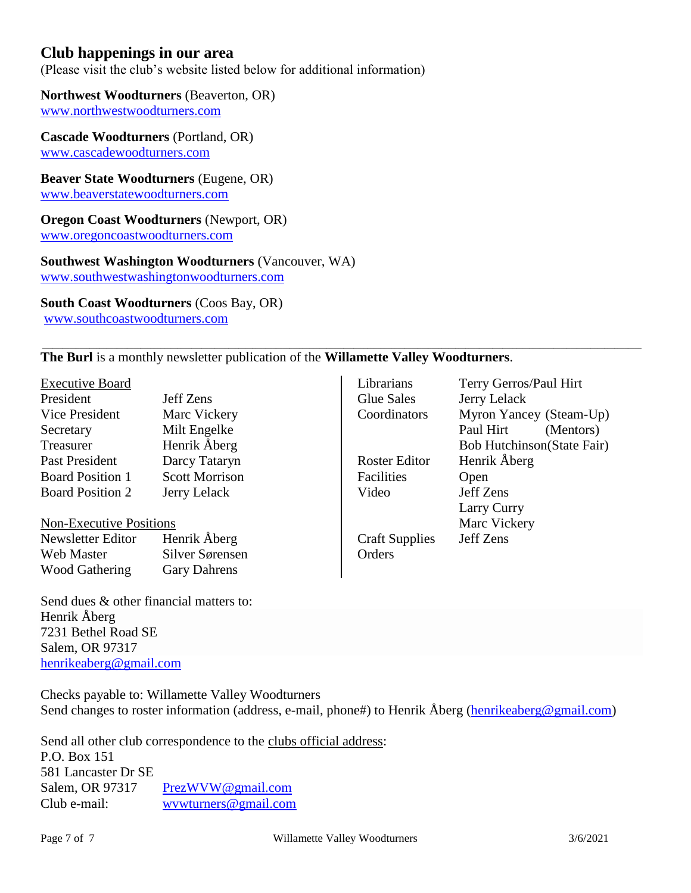## Club happenings in our area

(Please visit the club's website listed below for additional information)

**Northwest Woodturners** (Beaverton, OR)
www.northwestwoodturners.com

**Cascade Woodturners** (Portland, OR)
www.cascadewoodturners.com

**Beaver State Woodturners** (Eugene, OR)
www.beaverstatewoodturners.com

**Oregon Coast Woodturners** (Newport, OR)
www.oregoncoastwoodturners.com

**Southwest Washington Woodturners** (Vancouver, WA)
www.southwestwashingtonwoodturners.com

**South Coast Woodturners** (Coos Bay, OR)
www.southcoastwoodturners.com

---

**The Burl** is a monthly newsletter publication of the **Willamette Valley Woodturners**.

Executive Board

| | |
|---|---|
| President | Jeff Zens |
| Vice President | Marc Vickery |
| Secretary | Milt Engelke |
| Treasurer | Henrik Åberg |
| Past President | Darcy Tataryn |
| Board Position 1 | Scott Morrison |
| Board Position 2 | Jerry Lelack |

Non-Executive Positions

| | |
|---|---|
| Newsletter Editor | Henrik Åberg |
| Web Master | Silver Sørensen |
| Wood Gathering | Gary Dahrens |
| Librarians | Terry Gerros/Paul Hirt |
| Glue Sales | Jerry Lelack |
| Coordinators | Myron Yancey (Steam-Up) |
| | Paul Hirt (Mentors) |
| | Bob Hutchinson(State Fair) |
| Roster Editor | Henrik Åberg |
| Facilities | Open |
| Video | Jeff Zens |
| | Larry Curry |
| | Marc Vickery |
| Craft Supplies Orders | Jeff Zens |

Send dues & other financial matters to:
Henrik Åberg
7231 Bethel Road SE
Salem, OR 97317
henrikeaberg@gmail.com

Checks payable to: Willamette Valley Woodturners
Send changes to roster information (address, e-mail, phone#) to Henrik Åberg (henrikeaberg@gmail.com)

Send all other club correspondence to the clubs official address:
P.O. Box 151
581 Lancaster Dr SE
Salem, OR 97317 PrezWVW@gmail.com
Club e-mail: wvwturners@gmail.com